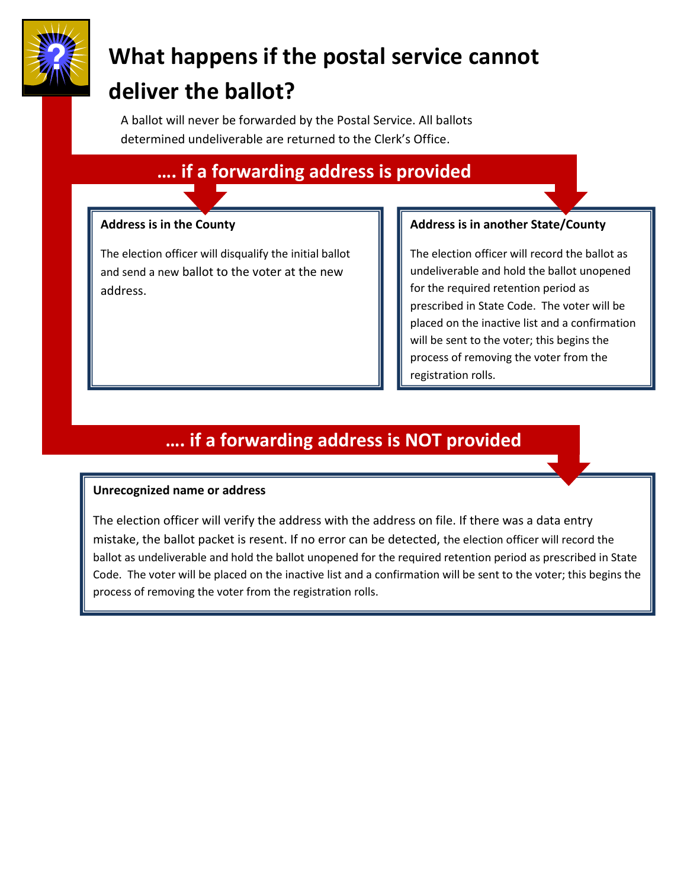# What happens if the postal service cannot deliver the ballot?

A ballot will never be forwarded by the Postal Service. All ballots determined undeliverable are returned to the Clerk's Office.

## …. if a forwarding address is provided

### Address is in the County

The election officer will disqualify the initial ballot and send a new ballot to the voter at the new address.

### Address is in another State/County

The election officer will record the ballot as undeliverable and hold the ballot unopened for the required retention period as prescribed in State Code. The voter will be placed on the inactive list and a confirmation will be sent to the voter; this begins the process of removing the voter from the registration rolls.

## …. if a forwarding address is NOT provided

### Unrecognized name or address

The election officer will verify the address with the address on file. If there was a data entry mistake, the ballot packet is resent. If no error can be detected, the election officer will record the ballot as undeliverable and hold the ballot unopened for the required retention period as prescribed in State Code. The voter will be placed on the inactive list and a confirmation will be sent to the voter; this begins the process of removing the voter from the registration rolls.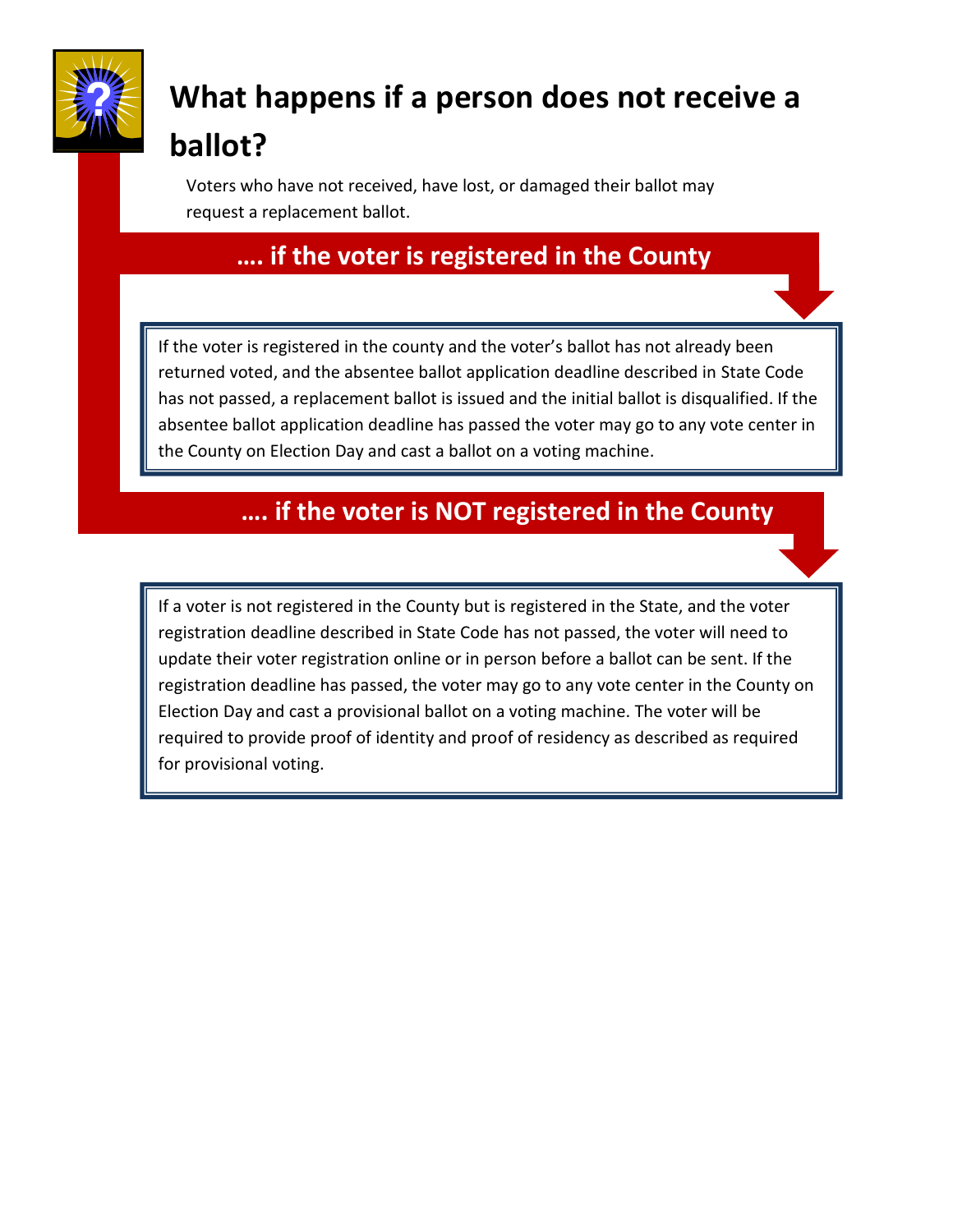# What happens if a person does not receive a ballot?

Voters who have not received, have lost, or damaged their ballot may request a replacement ballot.

## …. if the voter is registered in the County

If the voter is registered in the county and the voter's ballot has not already been returned voted, and the absentee ballot application deadline described in State Code has not passed, a replacement ballot is issued and the initial ballot is disqualified. If the absentee ballot application deadline has passed the voter may go to any vote center in the County on Election Day and cast a ballot on a voting machine.

## …. if the voter is NOT registered in the County

If a voter is not registered in the County but is registered in the State, and the voter registration deadline described in State Code has not passed, the voter will need to update their voter registration online or in person before a ballot can be sent. If the registration deadline has passed, the voter may go to any vote center in the County on Election Day and cast a provisional ballot on a voting machine. The voter will be required to provide proof of identity and proof of residency as described as required for provisional voting.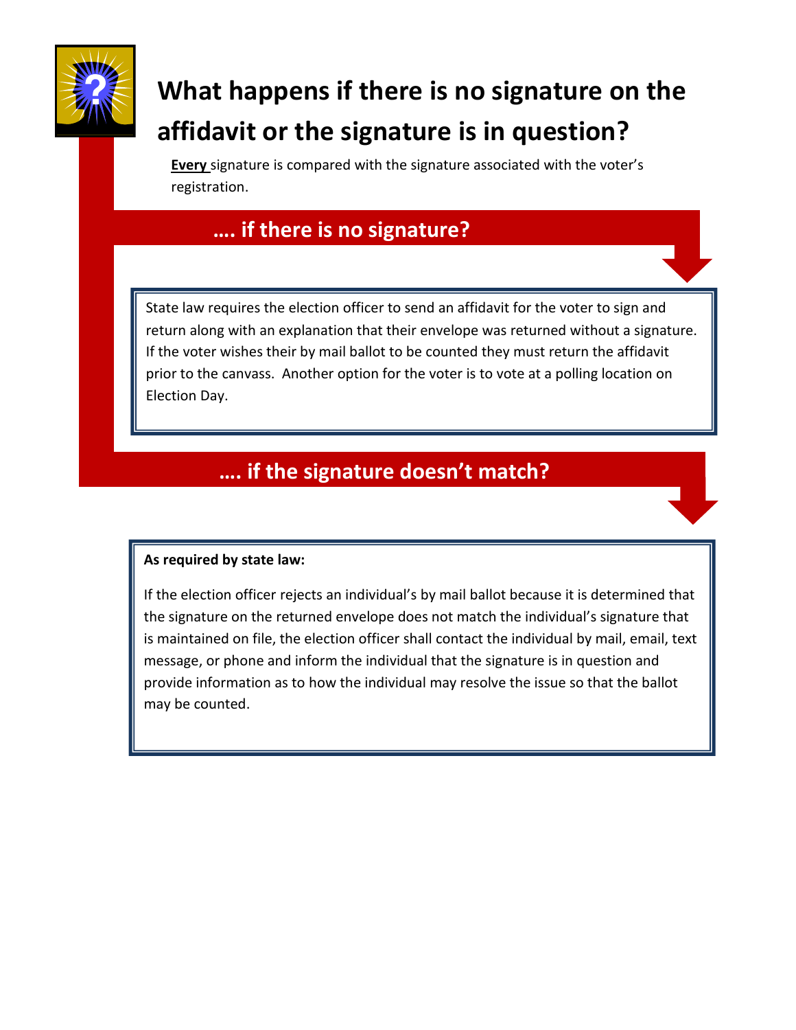# What happens if there is no signature on the affidavit or the signature is in question?

**<u>Every</u>** signature is compared with the signature associated with the voter's registration.

## …. if there is no signature?

State law requires the election officer to send an affidavit for the voter to sign and return along with an explanation that their envelope was returned without a signature. If the voter wishes their by mail ballot to be counted they must return the affidavit prior to the canvass. Another option for the voter is to vote at a polling location on Election Day.

## …. if the signature doesn't match?

**As required by state law:**

If the election officer rejects an individual's by mail ballot because it is determined that the signature on the returned envelope does not match the individual's signature that is maintained on file, the election officer shall contact the individual by mail, email, text message, or phone and inform the individual that the signature is in question and provide information as to how the individual may resolve the issue so that the ballot may be counted.